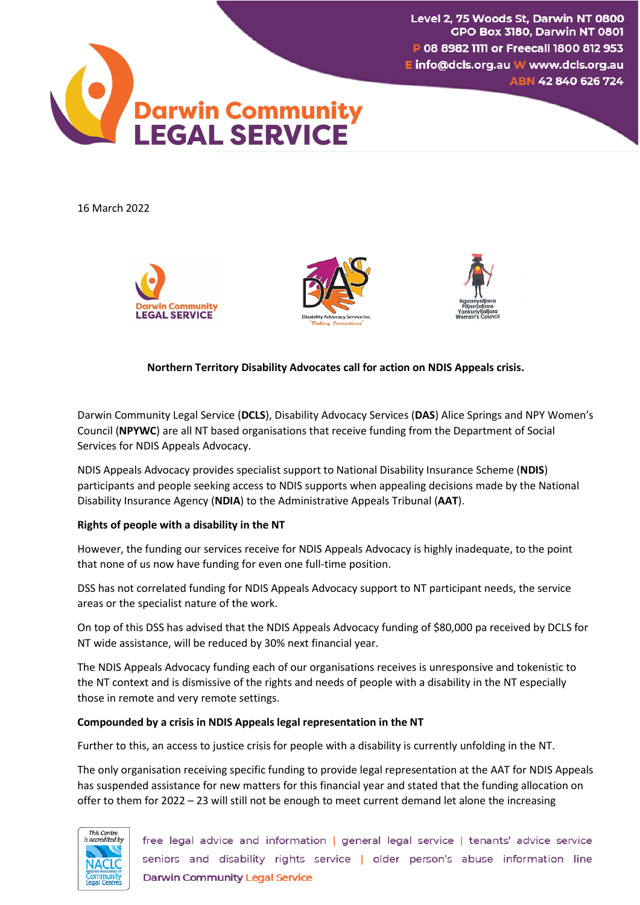Level 2, 75 Woods St, Darwin NT 0800
GPO Box 3180, Darwin NT 0801
P 08 8982 1111 or Freecall 1800 812 953
E info@dcls.org.au W www.dcls.org.au
ABN 42 840 626 724

16 March 2022

**Northern Territory Disability Advocates call for action on NDIS Appeals crisis.**

Darwin Community Legal Service (**DCLS**), Disability Advocacy Services (**DAS**) Alice Springs and NPY Women's Council (**NPYWC**) are all NT based organisations that receive funding from the Department of Social Services for NDIS Appeals Advocacy.

NDIS Appeals Advocacy provides specialist support to National Disability Insurance Scheme (**NDIS**) participants and people seeking access to NDIS supports when appealing decisions made by the National Disability Insurance Agency (**NDIA**) to the Administrative Appeals Tribunal (**AAT**).

**Rights of people with a disability in the NT**

However, the funding our services receive for NDIS Appeals Advocacy is highly inadequate, to the point that none of us now have funding for even one full-time position.

DSS has not correlated funding for NDIS Appeals Advocacy support to NT participant needs, the service areas or the specialist nature of the work.

On top of this DSS has advised that the NDIS Appeals Advocacy funding of $80,000 pa received by DCLS for NT wide assistance, will be reduced by 30% next financial year.

The NDIS Appeals Advocacy funding each of our organisations receives is unresponsive and tokenistic to the NT context and is dismissive of the rights and needs of people with a disability in the NT especially those in remote and very remote settings.

**Compounded by a crisis in NDIS Appeals legal representation in the NT**

Further to this, an access to justice crisis for people with a disability is currently unfolding in the NT.

The only organisation receiving specific funding to provide legal representation at the AAT for NDIS Appeals has suspended assistance for new matters for this financial year and stated that the funding allocation on offer to them for 2022 – 23 will still not be enough to meet current demand let alone the increasing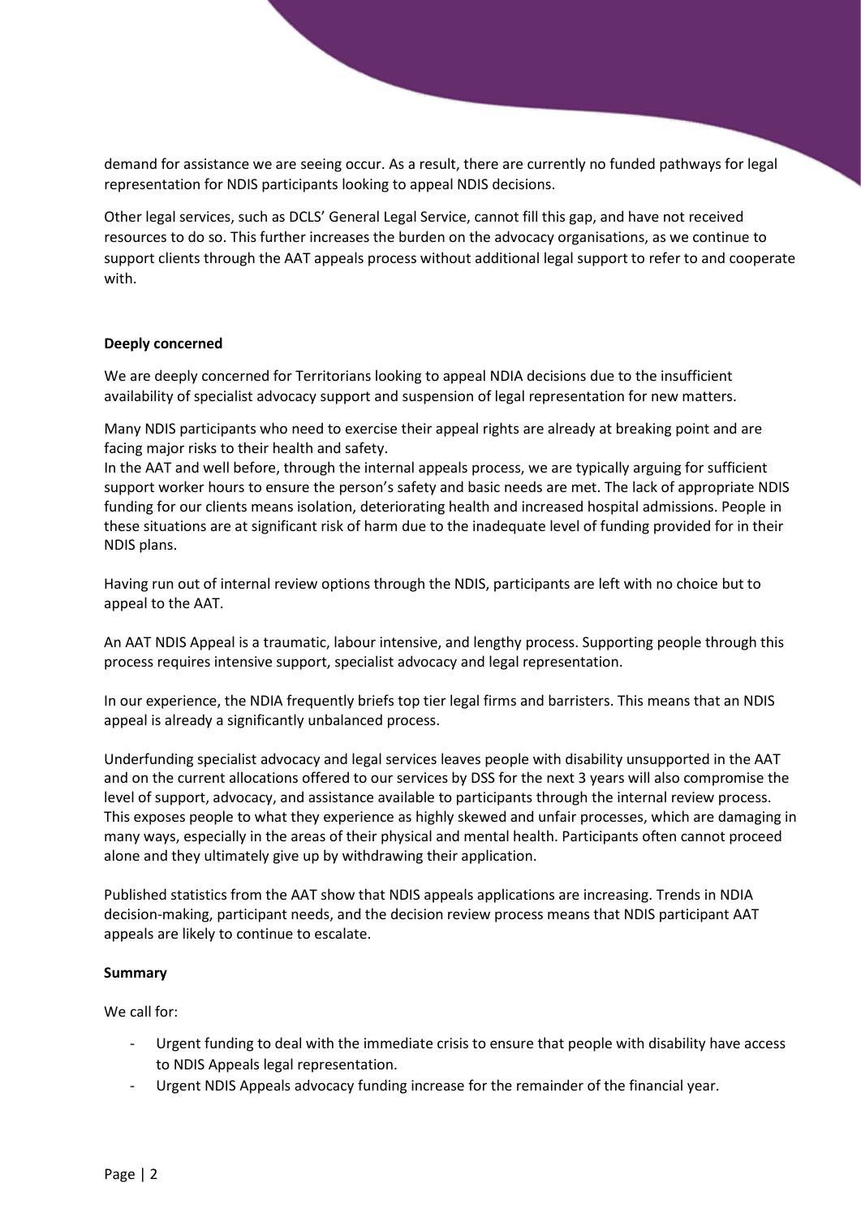demand for assistance we are seeing occur. As a result, there are currently no funded pathways for legal representation for NDIS participants looking to appeal NDIS decisions.

Other legal services, such as DCLS' General Legal Service, cannot fill this gap, and have not received resources to do so. This further increases the burden on the advocacy organisations, as we continue to support clients through the AAT appeals process without additional legal support to refer to and cooperate with.

**Deeply concerned**

We are deeply concerned for Territorians looking to appeal NDIA decisions due to the insufficient availability of specialist advocacy support and suspension of legal representation for new matters.

Many NDIS participants who need to exercise their appeal rights are already at breaking point and are facing major risks to their health and safety.

In the AAT and well before, through the internal appeals process, we are typically arguing for sufficient support worker hours to ensure the person's safety and basic needs are met. The lack of appropriate NDIS funding for our clients means isolation, deteriorating health and increased hospital admissions. People in these situations are at significant risk of harm due to the inadequate level of funding provided for in their NDIS plans.

Having run out of internal review options through the NDIS, participants are left with no choice but to appeal to the AAT.

An AAT NDIS Appeal is a traumatic, labour intensive, and lengthy process. Supporting people through this process requires intensive support, specialist advocacy and legal representation.

In our experience, the NDIA frequently briefs top tier legal firms and barristers. This means that an NDIS appeal is already a significantly unbalanced process.

Underfunding specialist advocacy and legal services leaves people with disability unsupported in the AAT and on the current allocations offered to our services by DSS for the next 3 years will also compromise the level of support, advocacy, and assistance available to participants through the internal review process. This exposes people to what they experience as highly skewed and unfair processes, which are damaging in many ways, especially in the areas of their physical and mental health. Participants often cannot proceed alone and they ultimately give up by withdrawing their application.

Published statistics from the AAT show that NDIS appeals applications are increasing. Trends in NDIA decision-making, participant needs, and the decision review process means that NDIS participant AAT appeals are likely to continue to escalate.

**Summary**

We call for:

- Urgent funding to deal with the immediate crisis to ensure that people with disability have access to NDIS Appeals legal representation.
- Urgent NDIS Appeals advocacy funding increase for the remainder of the financial year.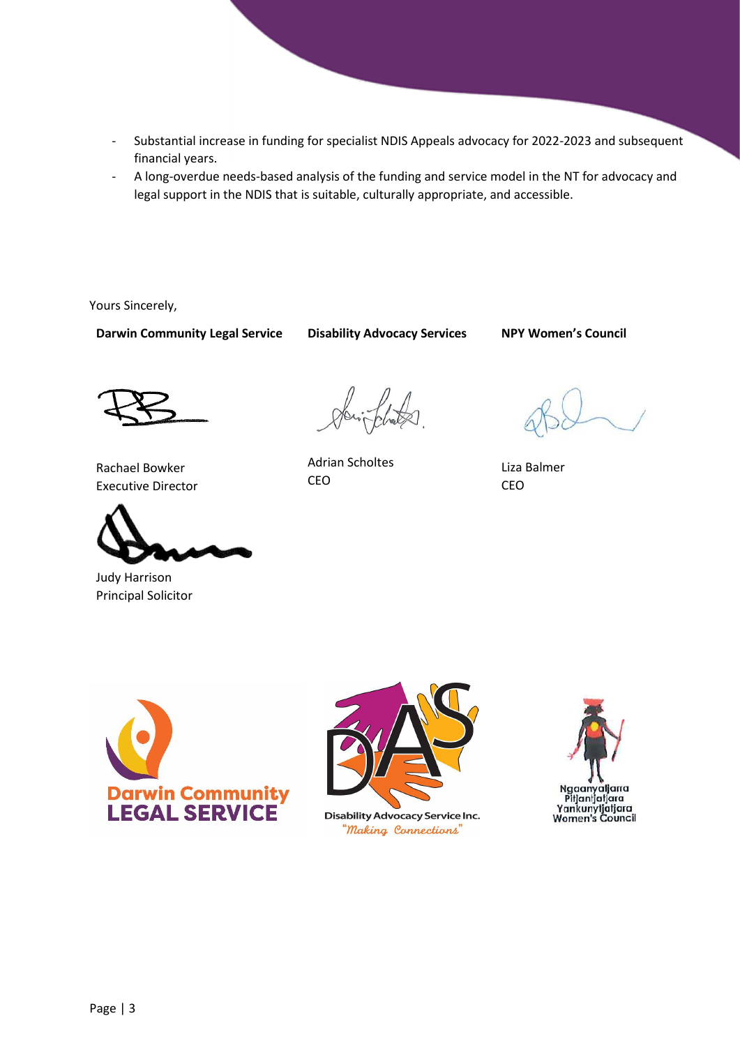- Substantial increase in funding for specialist NDIS Appeals advocacy for 2022-2023 and subsequent financial years.
- A long-overdue needs-based analysis of the funding and service model in the NT for advocacy and legal support in the NDIS that is suitable, culturally appropriate, and accessible.

Yours Sincerely,

**Darwin Community Legal Service**

Rachael Bowker
Executive Director

Judy Harrison
Principal Solicitor

**Disability Advocacy Services**

Adrian Scholtes
CEO

**NPY Women's Council**

Liza Balmer
CEO

Darwin Community LEGAL SERVICE

Disability Advocacy Service Inc.
"Making Connections"

Ngaanyatjarra Pitjantjatjara Yankunytjatjara Women's Council